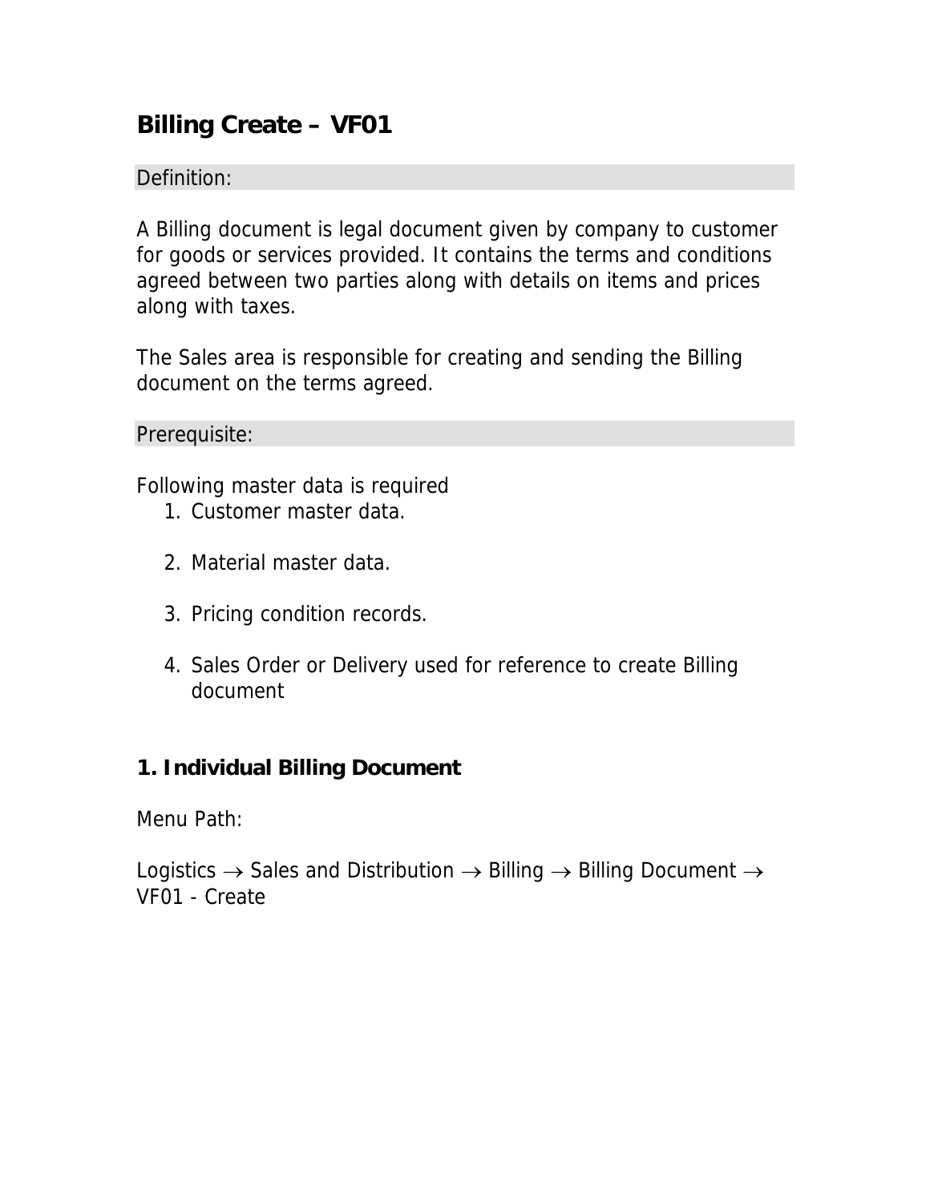# Billing Create – VF01

Definition:

A Billing document is legal document given by company to customer for goods or services provided. It contains the terms and conditions agreed between two parties along with details on items and prices along with taxes.

The Sales area is responsible for creating and sending the Billing document on the terms agreed.

Prerequisite:

Following master data is required

1. Customer master data.
2. Material master data.
3. Pricing condition records.
4. Sales Order or Delivery used for reference to create Billing document

## 1. Individual Billing Document

Menu Path:

Logistics → Sales and Distribution → Billing → Billing Document → VF01 - Create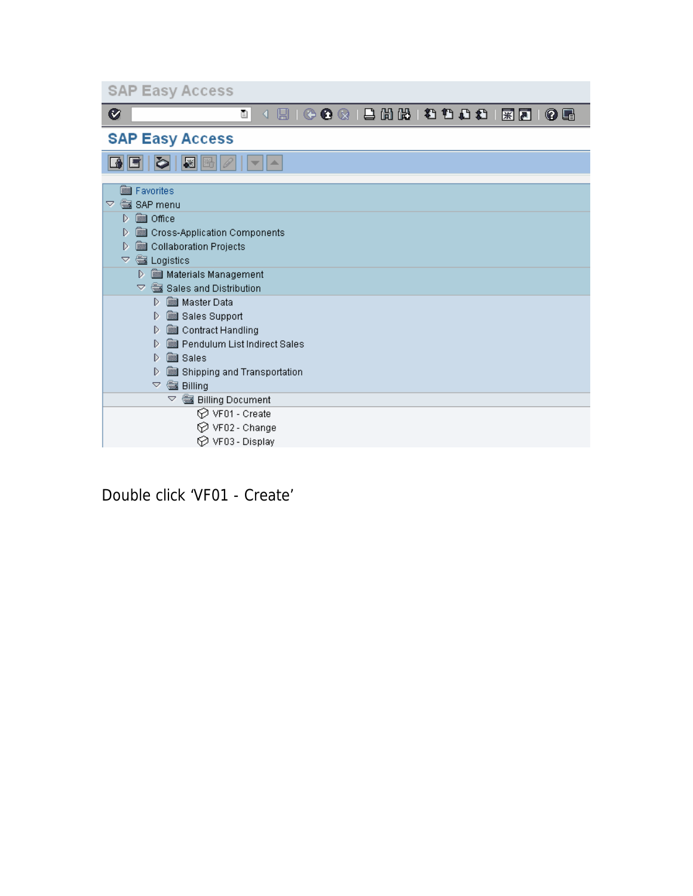SAP Easy Access

- Favorites
- SAP menu
  - Office
  - Cross-Application Components
  - Collaboration Projects
  - Logistics
    - Materials Management
    - Sales and Distribution
      - Master Data
      - Sales Support
      - Contract Handling
      - Pendulum List Indirect Sales
      - Sales
      - Shipping and Transportation
      - Billing
        - Billing Document
          - VF01 - Create
          - VF02 - Change
          - VF03 - Display

Double click 'VF01 - Create'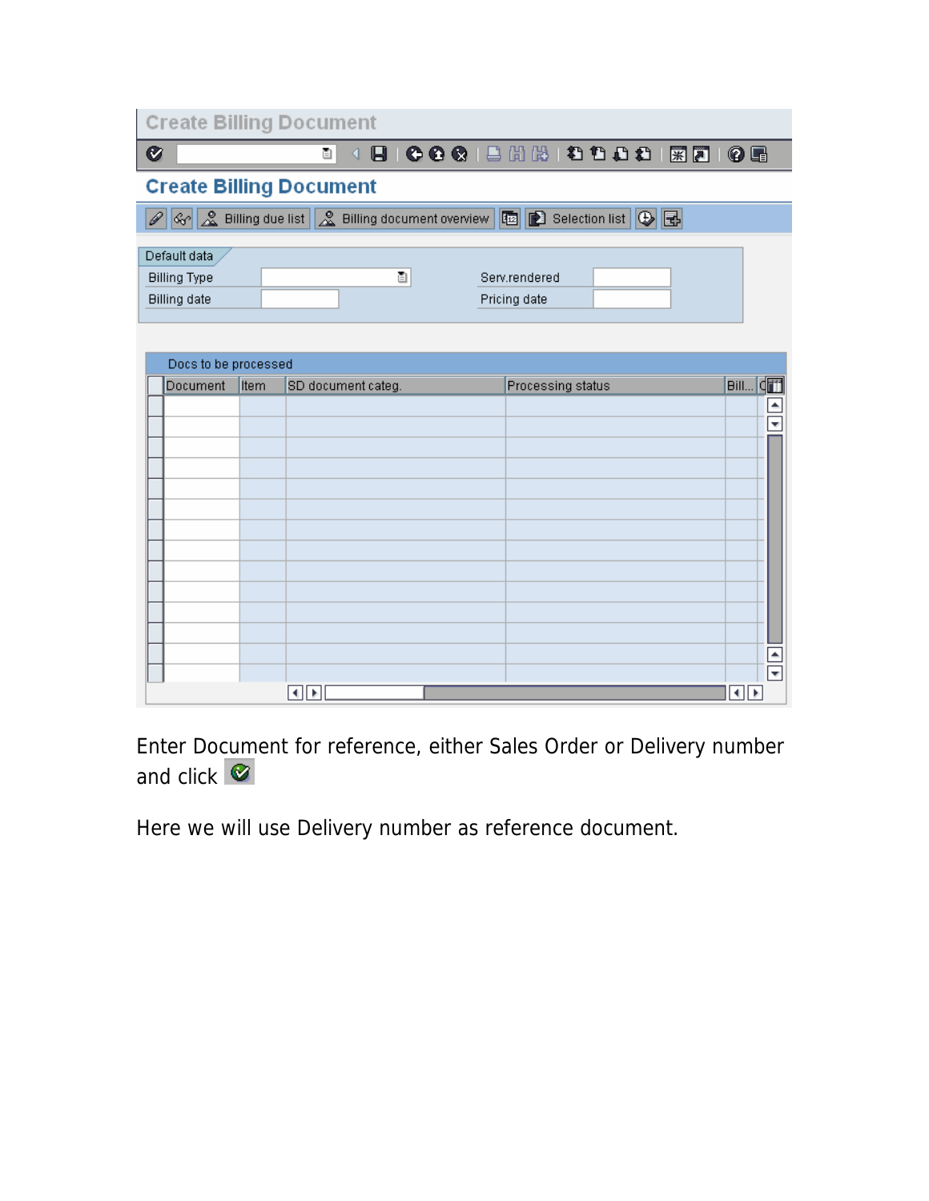Create Billing Document

Create Billing Document

Billing due list | Billing document overview | Selection list

Default data

Billing Type

Billing date

Serv.rendered

Pricing date

Docs to be processed

| Document | Item | SD document categ. | Processing status | Bill... |
|---|---|---|---|---|
| | | | | |

Enter Document for reference, either Sales Order or Delivery number and click

Here we will use Delivery number as reference document.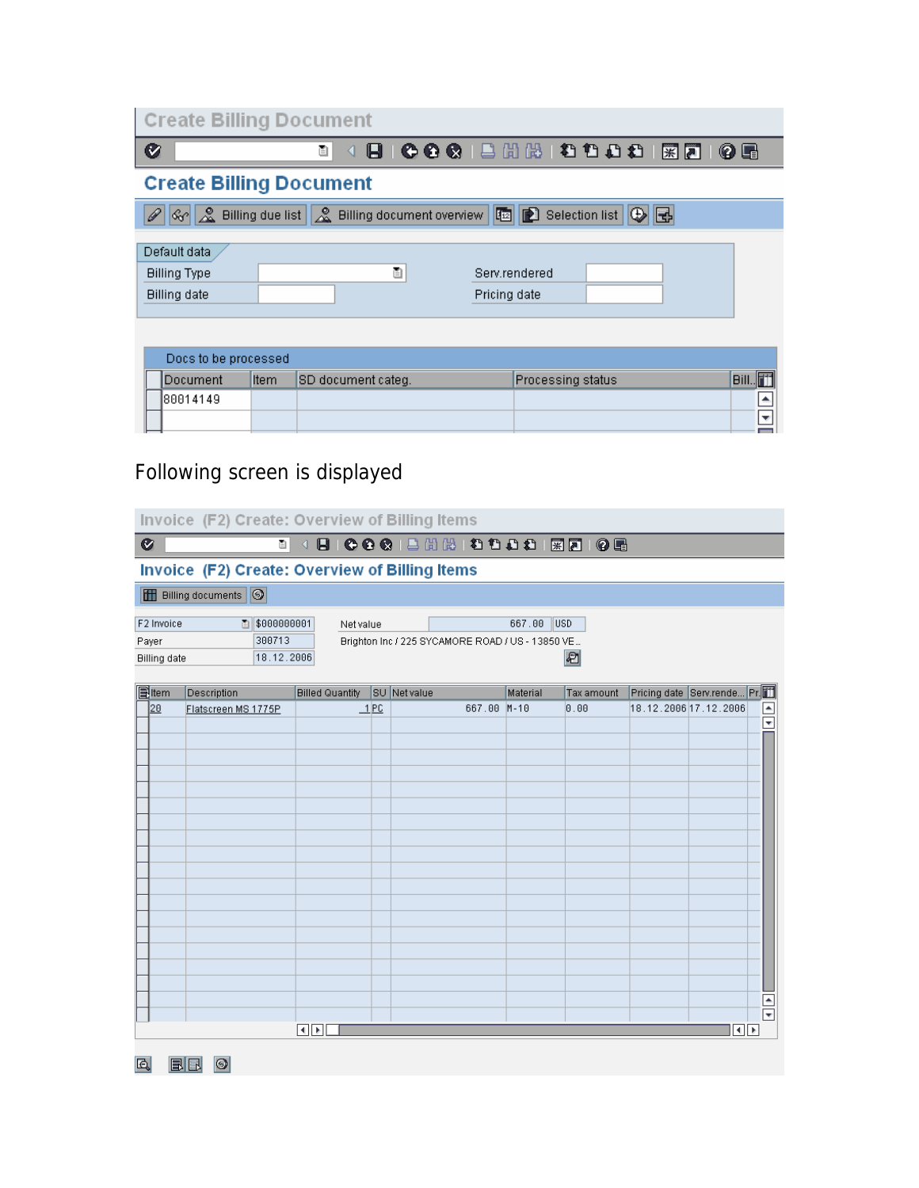## Create Billing Document

Default data

| Billing Type | | Serv.rendered | |
| --- | --- | --- | --- |
| Billing date | | Pricing date | |

Docs to be processed

| Document | Item | SD document categ. | Processing status | Bill.. |
| --- | --- | --- | --- | --- |
| 80014149 | | | | |

Following screen is displayed

## Invoice (F2) Create: Overview of Billing Items

| F2 Invoice | $000000001 | Net value | 667.00 USD |
| --- | --- | --- | --- |
| Payer | 300713 | Brighton Inc / 225 SYCAMORE ROAD / US - 13850 VE.. | |
| Billing date | 18.12.2006 | | |

| Item | Description | Billed Quantity | SU | Net value | Material | Tax amount | Pricing date | Serv.rende... | Pr. |
| --- | --- | --- | --- | --- | --- | --- | --- | --- | --- |
| 20 | Flatscreen MS 1775P | 1 | PC | 667.00 | M-10 | 0.00 | 18.12.2006 | 17.12.2006 | |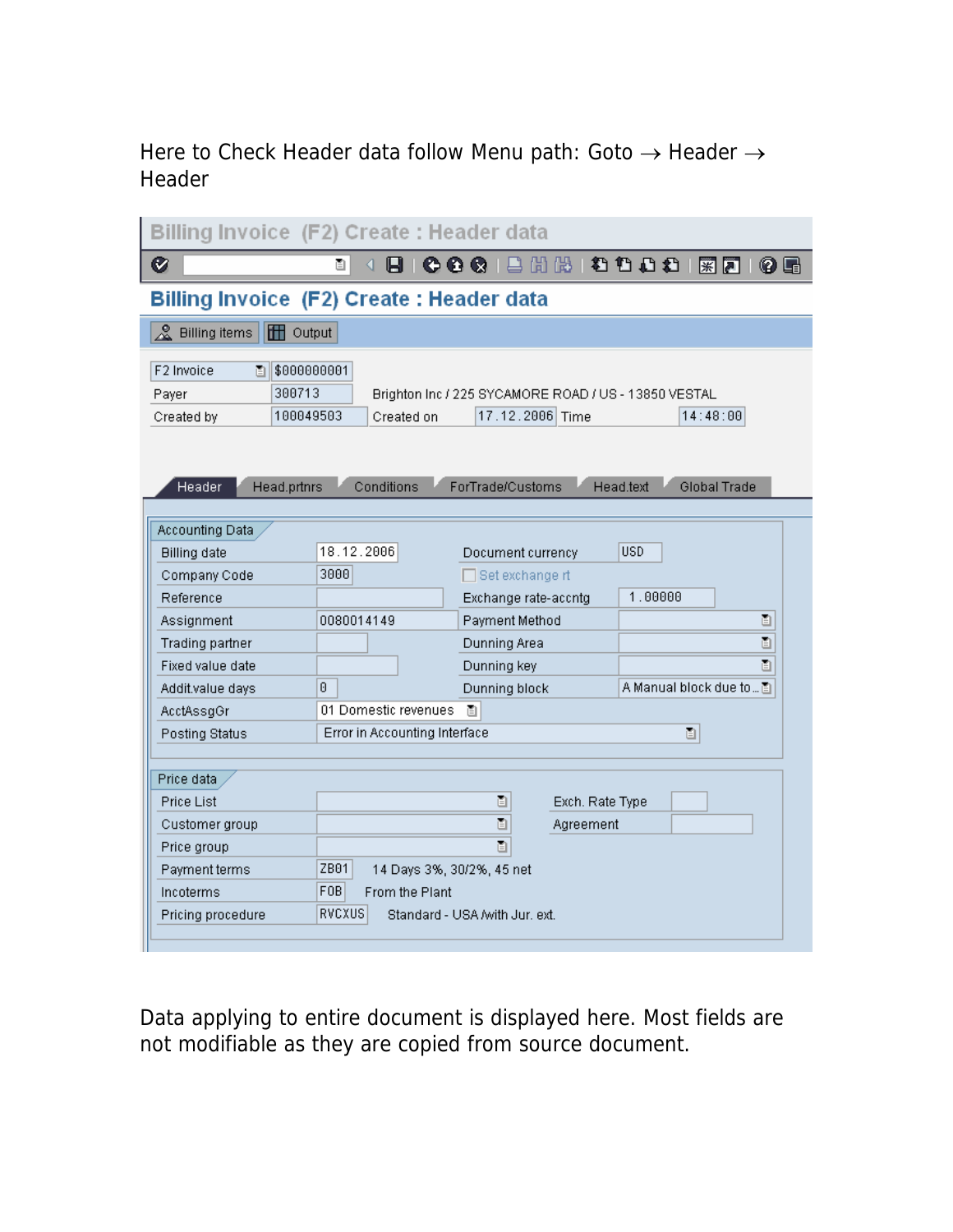Here to Check Header data follow Menu path: Goto → Header → Header

**Billing Invoice (F2) Create : Header data**

Billing items | Output

| | | | | | |
|---|---|---|---|---|---|
| F2 Invoice | $000000001 | | | | |
| Payer | 300713 | Brighton Inc / 225 SYCAMORE ROAD / US - 13850 VESTAL | | | |
| Created by | 100049503 | Created on | 17.12.2006 | Time | 14:48:00 |

Header | Head.prtnrs | Conditions | ForTrade/Customs | Head.text | Global Trade

**Accounting Data**

| | | | |
|---|---|---|---|
| Billing date | 18.12.2006 | Document currency | USD |
| Company Code | 3000 | Set exchange rt | |
| Reference | | Exchange rate-accntg | 1.00000 |
| Assignment | 0080014149 | Payment Method | |
| Trading partner | | Dunning Area | |
| Fixed value date | | Dunning key | |
| Addit.value days | 0 | Dunning block | A Manual block due to... |
| AcctAssgGr | 01 Domestic revenues | | |
| Posting Status | Error in Accounting Interface | | |

**Price data**

| | | | |
|---|---|---|---|
| Price List | | Exch. Rate Type | |
| Customer group | | Agreement | |
| Price group | | | |
| Payment terms | ZB01 | 14 Days 3%, 30/2%, 45 net | |
| Incoterms | FOB | From the Plant | |
| Pricing procedure | RVCXUS | Standard - USA /with Jur. ext. | |

Data applying to entire document is displayed here. Most fields are not modifiable as they are copied from source document.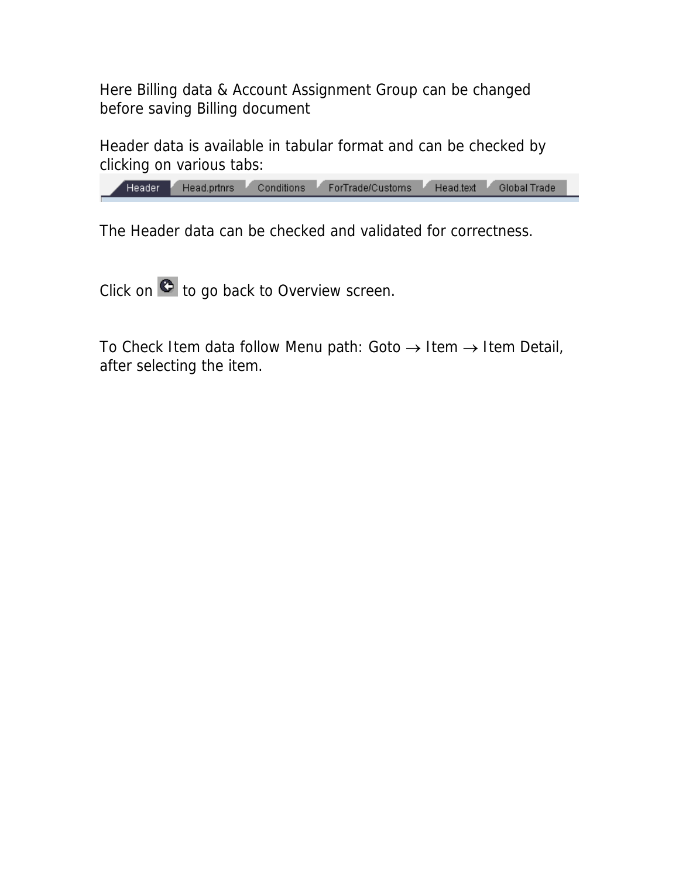Here Billing data & Account Assignment Group can be changed before saving Billing document

Header data is available in tabular format and can be checked by clicking on various tabs:

Header | Head.prtnrs | Conditions | ForTrade/Customs | Head.text | Global Trade

The Header data can be checked and validated for correctness.

Click on  to go back to Overview screen.

To Check Item data follow Menu path: Goto → Item → Item Detail, after selecting the item.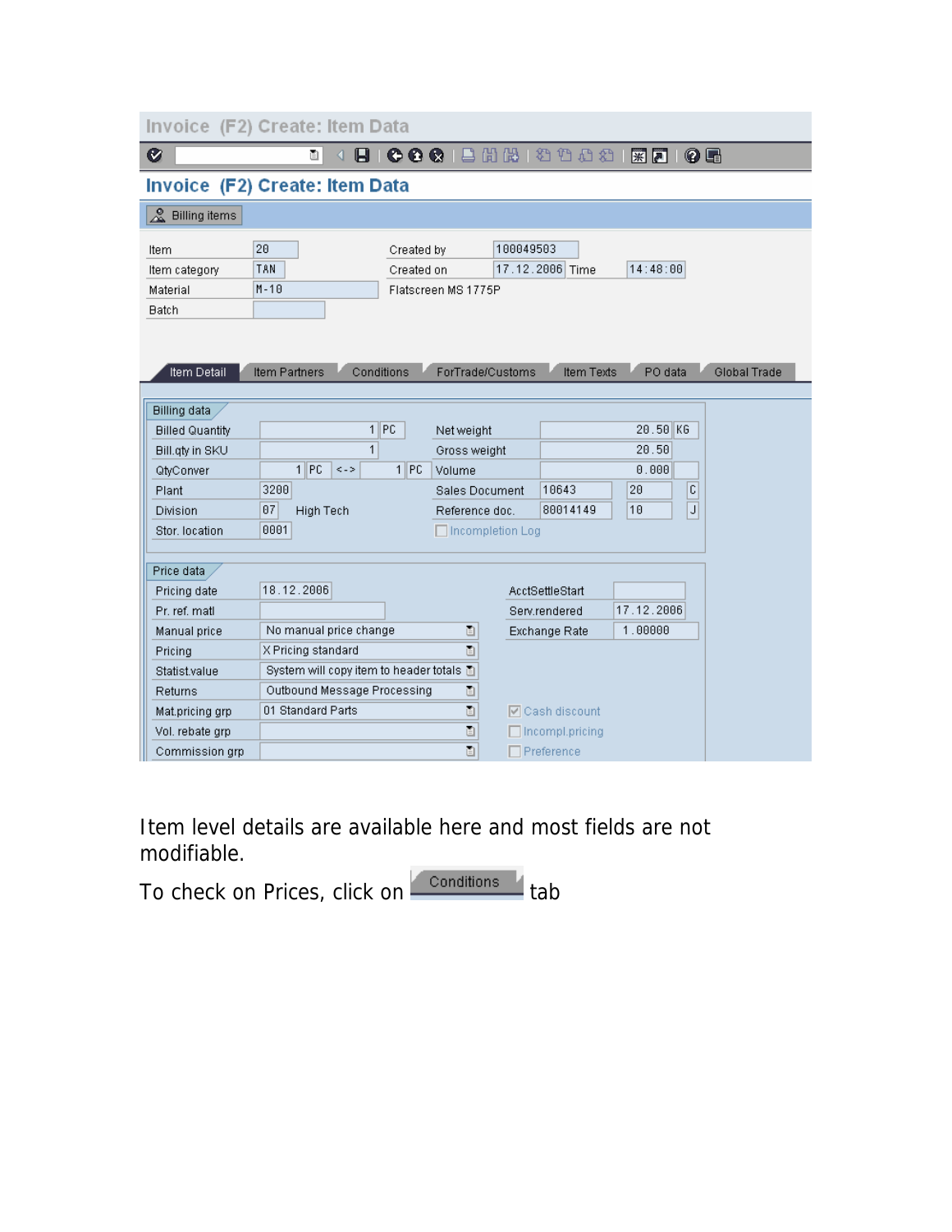# Invoice (F2) Create: Item Data

Billing items

| | | | |
|---|---|---|---|
| Item | 20 | Created by | 100049503 |
| Item category | TAN | Created on | 17.12.2006 Time 14:48:00 |
| Material | M-10 | Flatscreen MS 1775P | |
| Batch | | | |

Item Detail | Item Partners | Conditions | ForTrade/Customs | Item Texts | PO data | Global Trade

**Billing data**

| | | | |
|---|---|---|---|
| Billed Quantity | 1 PC | Net weight | 20.50 KG |
| Bill.qty in SKU | 1 | Gross weight | 20.50 |
| QtyConver | 1 PC <-> 1 PC | Volume | 0.000 |
| Plant | 3200 | Sales Document | 10643 20 C |
| Division | 07 High Tech | Reference doc. | 80014149 10 J |
| Stor. location | 0001 | Incompletion Log | |

**Price data**

| | | | |
|---|---|---|---|
| Pricing date | 18.12.2006 | AcctSettleStart | |
| Pr. ref. matl | | Serv.rendered | 17.12.2006 |
| Manual price | No manual price change | Exchange Rate | 1.00000 |
| Pricing | X Pricing standard | | |
| Statist.value | System will copy item to header totals | | |
| Returns | Outbound Message Processing | | |
| Mat.pricing grp | 01 Standard Parts | Cash discount | ☑ |
| Vol. rebate grp | | Incompl.pricing | ☐ |
| Commission grp | | Preference | ☐ |

Item level details are available here and most fields are not modifiable.

To check on Prices, click on Conditions tab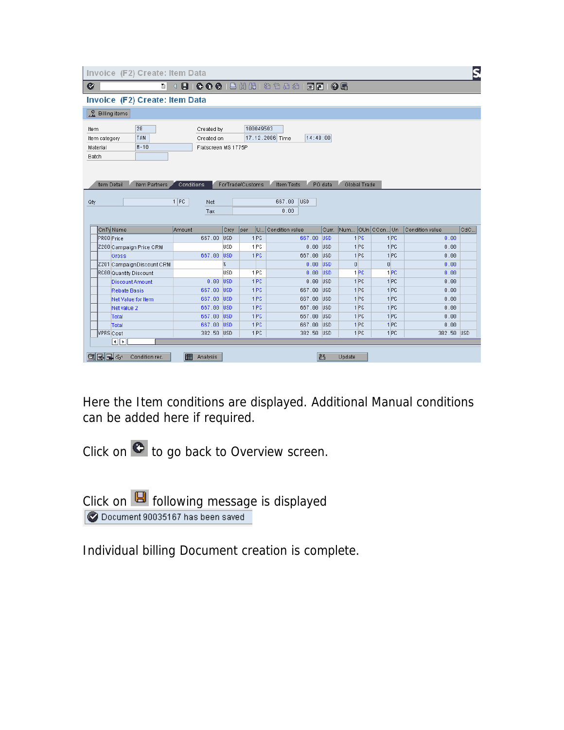**Invoice (F2) Create: Item Data**

Billing items

| | | | |
|---|---|---|---|
| Item | 20 | Created by | 100049503 |
| Item category | TAN | Created on | 17.12.2006 Time 14:48:00 |
| Material | M-10 | Flatscreen MS 1775P | |
| Batch | | | |

Item Detail | Item Partners | Conditions | ForTrade/Customs | Item Texts | PO data | Global Trade

Qty 1 PC    Net 667.00 USD
Tax 0.00

| CnTy | Name | Amount | Crcy | per | U... | Condition value | Curr. | Num... | OUn | CCon... | Un | Condition value | CdC... |
|---|---|---|---|---|---|---|---|---|---|---|---|---|---|
| PR00 | Price | 667.00 | USD | 1 | PC | 667.00 | USD | 1 | PC | 1 | PC | 0.00 | |
| Z200 | Campaign Price CRM | | USD | 1 | PC | 0.00 | USD | 1 | PC | 1 | PC | 0.00 | |
| | Gross | 667.00 | USD | 1 | PC | 667.00 | USD | 1 | PC | 1 | PC | 0.00 | |
| Z201 | CampaignDiscount CRM | | % | | | 0.00 | USD | 0 | | 0 | | 0.00 | |
| RC00 | Quantity Discount | | USD | 1 | PC | 0.00 | USD | 1 | PC | 1 | PC | 0.00 | |
| | Discount Amount | 0.00 | USD | 1 | PC | 0.00 | USD | 1 | PC | 1 | PC | 0.00 | |
| | Rebate Basis | 667.00 | USD | 1 | PC | 667.00 | USD | 1 | PC | 1 | PC | 0.00 | |
| | Net Value for Item | 667.00 | USD | 1 | PC | 667.00 | USD | 1 | PC | 1 | PC | 0.00 | |
| | Net value 2 | 667.00 | USD | 1 | PC | 667.00 | USD | 1 | PC | 1 | PC | 0.00 | |
| | Total | 667.00 | USD | 1 | PC | 667.00 | USD | 1 | PC | 1 | PC | 0.00 | |
| | Total | 667.00 | USD | 1 | PC | 667.00 | USD | 1 | PC | 1 | PC | 0.00 | |
| VPRS | Cost | 382.50 | USD | 1 | PC | 382.50 | USD | 1 | PC | 1 | PC | 382.50 | USD |

Condition rec. | Analysis | Update

Here the Item conditions are displayed. Additional Manual conditions can be added here if required.

Click on [Back] to go back to Overview screen.

Click on [Save] following message is displayed

Document 90035167 has been saved

Individual billing Document creation is complete.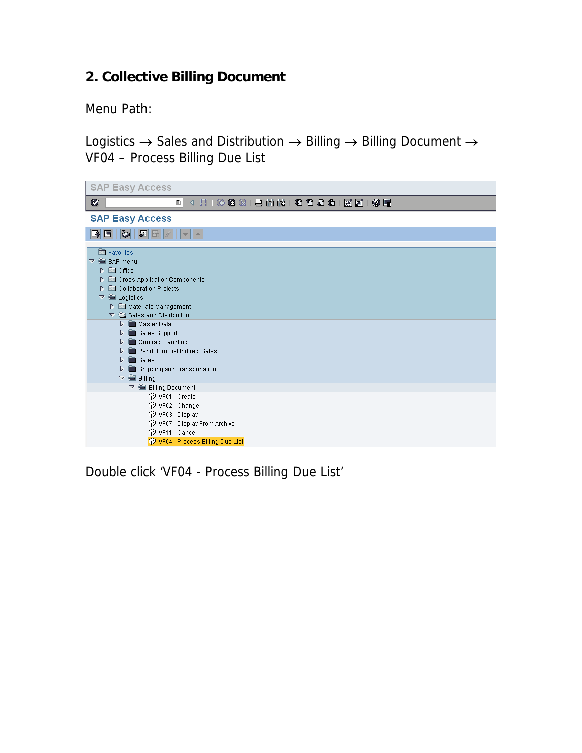## 2. Collective Billing Document

Menu Path:

Logistics → Sales and Distribution → Billing → Billing Document → VF04 – Process Billing Due List

Double click 'VF04 - Process Billing Due List'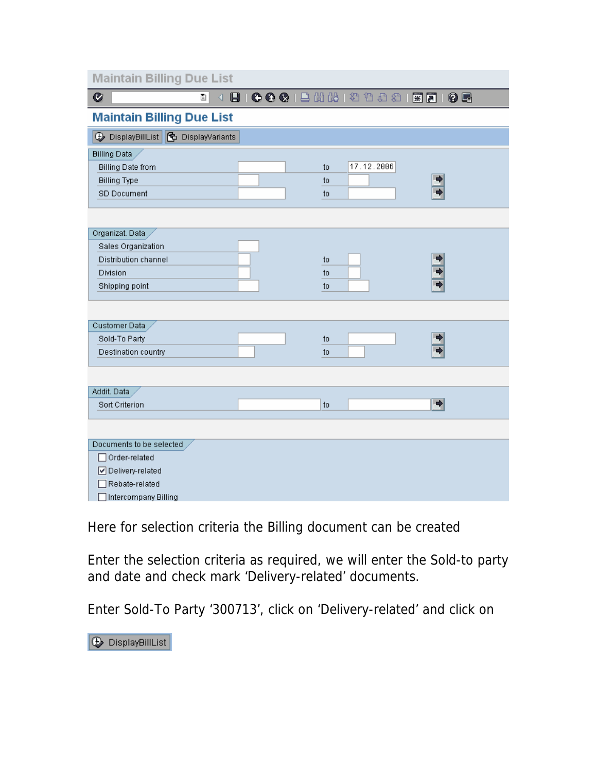# Maintain Billing Due List

DisplayBillList | DisplayVariants

**Billing Data**

| Field | From | to | To |
| --- | --- | --- | --- |
| Billing Date from | | to | 17.12.2006 |
| Billing Type | | to | |
| SD Document | | to | |

**Organizat. Data**

| Field | From | to | To |
| --- | --- | --- | --- |
| Sales Organization | | | |
| Distribution channel | | to | |
| Division | | to | |
| Shipping point | | to | |

**Customer Data**

| Field | From | to | To |
| --- | --- | --- | --- |
| Sold-To Party | | to | |
| Destination country | | to | |

**Addit. Data**

| Field | From | to | To |
| --- | --- | --- | --- |
| Sort Criterion | | to | |

**Documents to be selected**

- [ ] Order-related
- [x] Delivery-related
- [ ] Rebate-related
- [ ] Intercompany Billing

Here for selection criteria the Billing document can be created

Enter the selection criteria as required, we will enter the Sold-to party and date and check mark 'Delivery-related' documents.

Enter Sold-To Party '300713', click on 'Delivery-related' and click on

DisplayBillList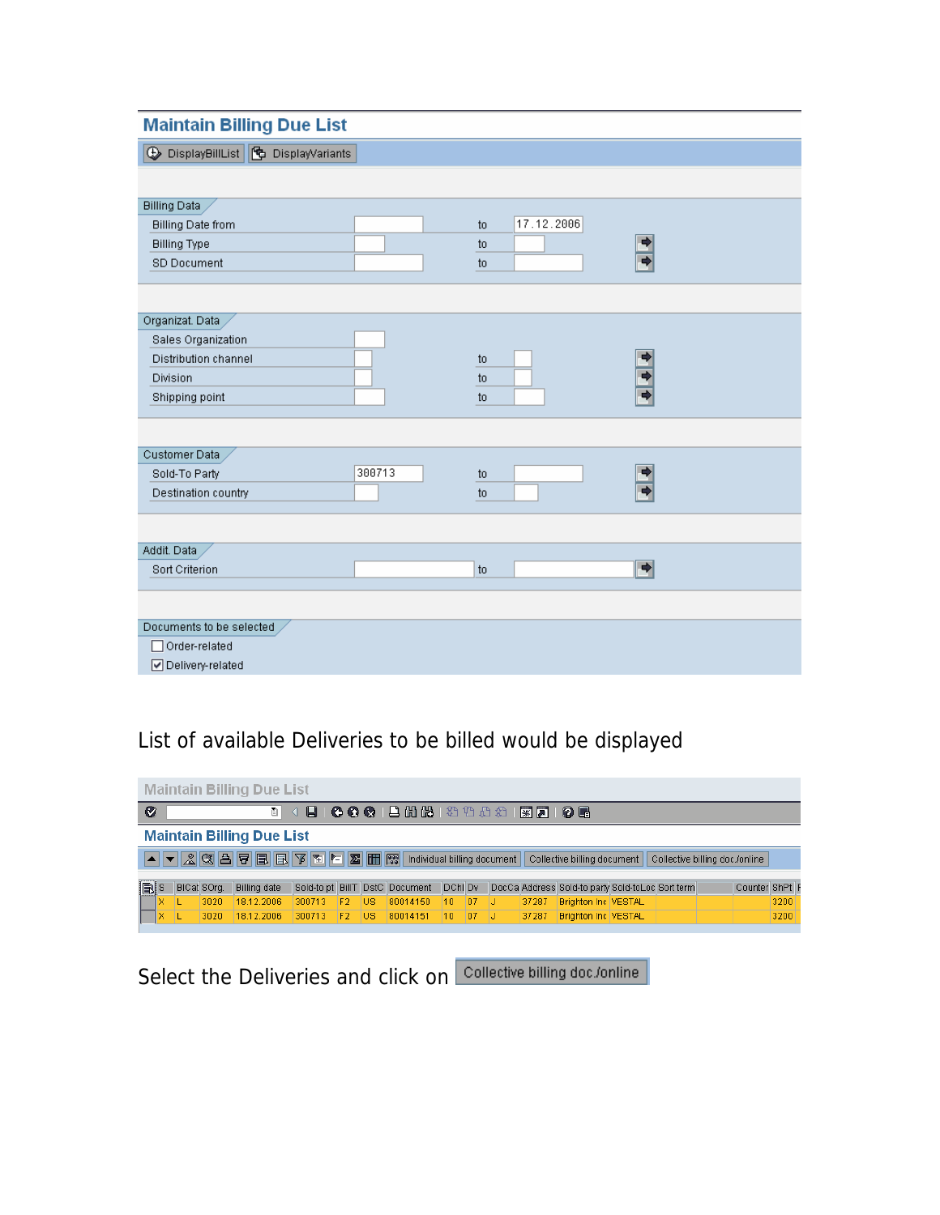## Maintain Billing Due List

DisplayBillList | DisplayVariants

**Billing Data**

| | | to | | |
|---|---|---|---|---|
| Billing Date from | | to | 17.12.2006 | |
| Billing Type | | to | | |
| SD Document | | to | | |

**Organizat. Data**

| | | to | |
|---|---|---|---|
| Sales Organization | | | |
| Distribution channel | | to | |
| Division | | to | |
| Shipping point | | to | |

**Customer Data**

| | | to | |
|---|---|---|---|
| Sold-To Party | 300713 | to | |
| Destination country | | to | |

**Addit. Data**

| | | to | |
|---|---|---|---|
| Sort Criterion | | to | |

**Documents to be selected**

- [ ] Order-related
- [x] Delivery-related

List of available Deliveries to be billed would be displayed

## Maintain Billing Due List

Individual billing document | Collective billing document | Collective billing doc./online

| S | BlCat | SOrg. | Billing date | Sold-to pt | BillT | DstC | Document | DChl | Dv | DocCa | Adress | Sold-to party | Sold-toLoc | Sort term | Counter | ShPt |
|---|---|---|---|---|---|---|---|---|---|---|---|---|---|---|---|---|
| X | L | 3020 | 18.12.2006 | 300713 | F2 | US | 80014150 | 10 | 07 | J | 37287 | Brighton Inc | VESTAL | | | 3200 |
| X | L | 3020 | 18.12.2006 | 300713 | F2 | US | 80014151 | 10 | 07 | J | 37287 | Brighton Inc | VESTAL | | | 3200 |

Select the Deliveries and click on **Collective billing doc./online**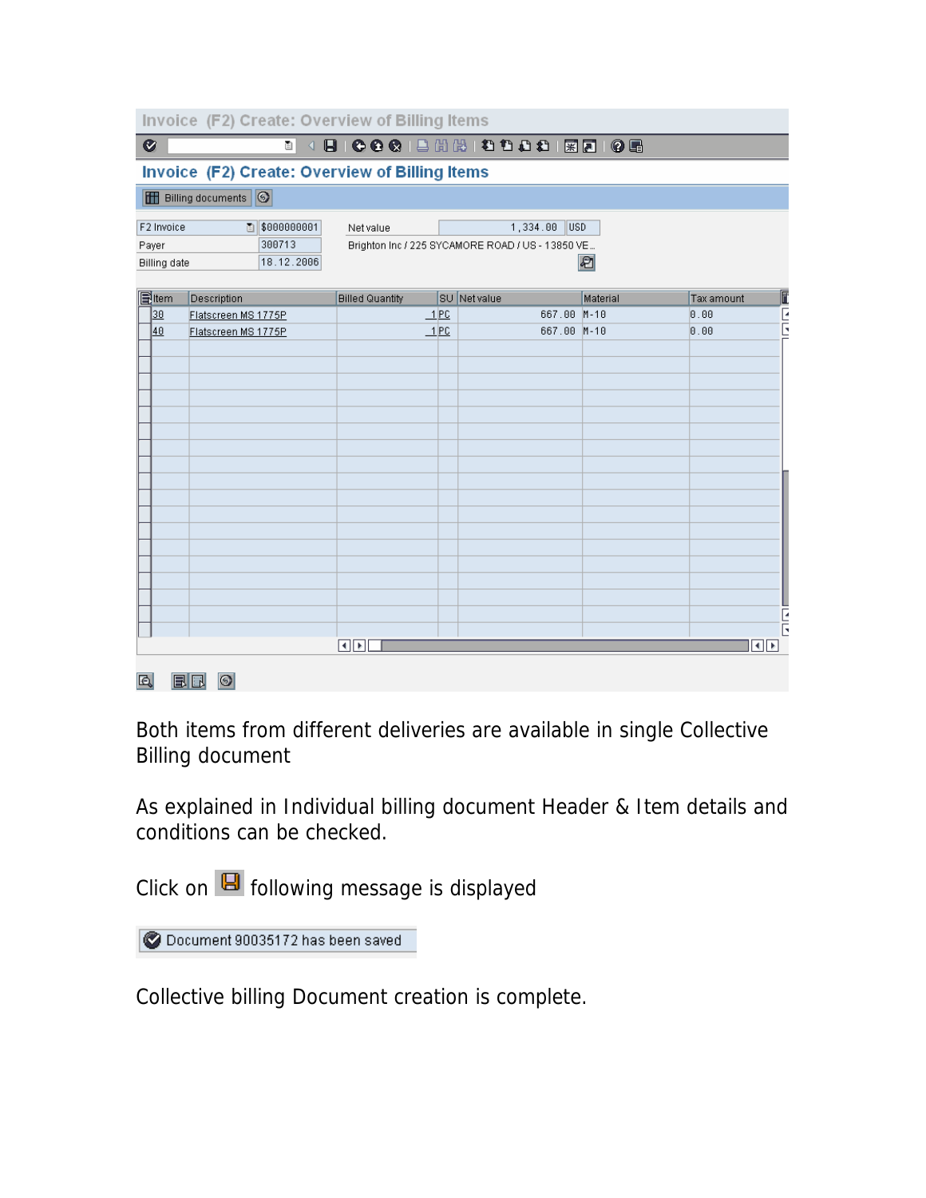Invoice (F2) Create: Overview of Billing Items

Billing documents

| | | | |
|---|---|---|---|
| F2 Invoice | $000000001 | Net value | 1,334.00 USD |
| Payer | 300713 | Brighton Inc / 225 SYCAMORE ROAD / US - 13850 VE... | |
| Billing date | 18.12.2006 | | |

| Item | Description | Billed Quantity | SU | Net value | Material | Tax amount |
|---|---|---|---|---|---|---|
| 30 | Flatscreen MS 1775P | 1 | PC | 667.00 | M-10 | 0.00 |
| 40 | Flatscreen MS 1775P | 1 | PC | 667.00 | M-10 | 0.00 |

Both items from different deliveries are available in single Collective Billing document

As explained in Individual billing document Header & Item details and conditions can be checked.

Click on [Save] following message is displayed

Document 90035172 has been saved

Collective billing Document creation is complete.